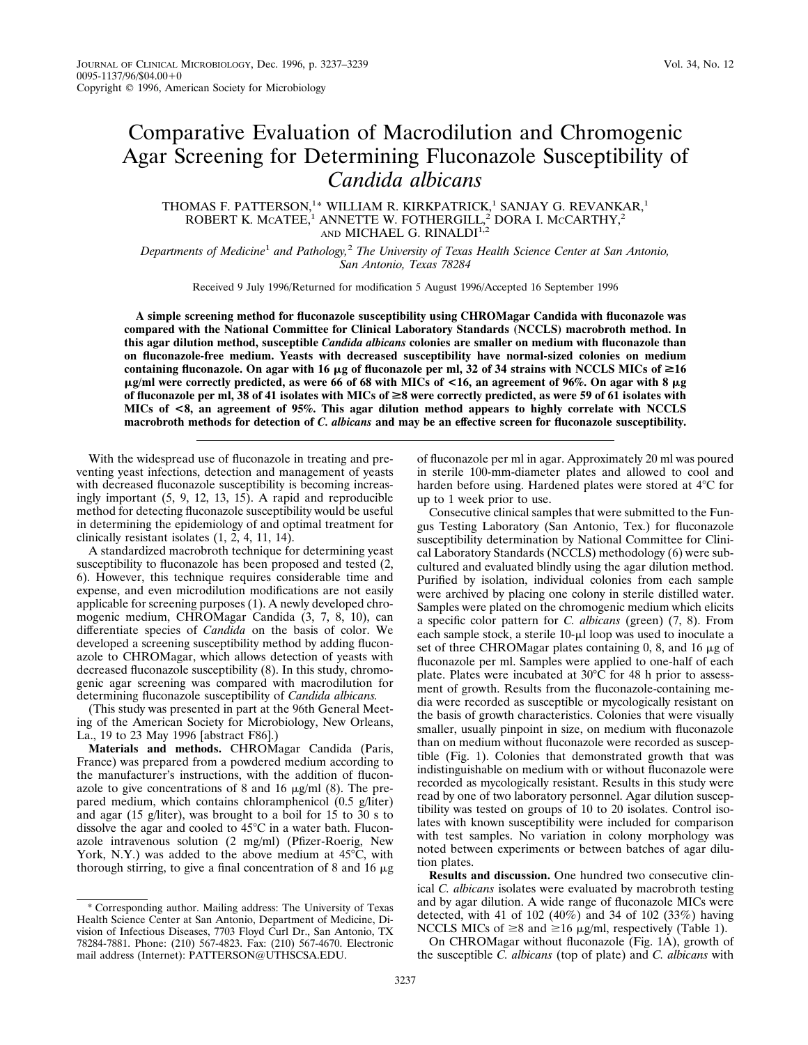# Comparative Evaluation of Macrodilution and Chromogenic Agar Screening for Determining Fluconazole Susceptibility of *Candida albicans*

THOMAS F. PATTERSON,[1*] WILLIAM R. KIRKPATRICK,[1] SANJAY G. REVANKAR,[1] ROBERT K. McATEE,[1] ANNETTE W. FOTHERGILL,[2] DORA I. McCARTHY,[2] AND MICHAEL G. RINALDI[1,2]

*Departments of Medicine[1] and Pathology,[2] The University of Texas Health Science Center at San Antonio, San Antonio, Texas 78284*

Received 9 July 1996/Returned for modification 5 August 1996/Accepted 16 September 1996

**A simple screening method for fluconazole susceptibility using CHROMagar Candida with fluconazole was compared with the National Committee for Clinical Laboratory Standards (NCCLS) macrobroth method. In this agar dilution method, susceptible *Candida albicans* colonies are smaller on medium with fluconazole than on fluconazole-free medium. Yeasts with decreased susceptibility have normal-sized colonies on medium containing fluconazole. On agar with 16 μg of fluconazole per ml, 32 of 34 strains with NCCLS MICs of ≥16 μg/ml were correctly predicted, as were 66 of 68 with MICs of <16, an agreement of 96%. On agar with 8 μg of fluconazole per ml, 38 of 41 isolates with MICs of ≥8 were correctly predicted, as were 59 of 61 isolates with MICs of <8, an agreement of 95%. This agar dilution method appears to highly correlate with NCCLS macrobroth methods for detection of *C. albicans* and may be an effective screen for fluconazole susceptibility.**

With the widespread use of fluconazole in treating and preventing yeast infections, detection and management of yeasts with decreased fluconazole susceptibility is becoming increasingly important (5, 9, 12, 13, 15). A rapid and reproducible method for detecting fluconazole susceptibility would be useful in determining the epidemiology of and optimal treatment for clinically resistant isolates (1, 2, 4, 11, 14).

A standardized macrobroth technique for determining yeast susceptibility to fluconazole has been proposed and tested (2, 6). However, this technique requires considerable time and expense, and even microdilution modifications are not easily applicable for screening purposes (1). A newly developed chromogenic medium, CHROMagar Candida (3, 7, 8, 10), can differentiate species of *Candida* on the basis of color. We developed a screening susceptibility method by adding fluconazole to CHROMagar, which allows detection of yeasts with decreased fluconazole susceptibility (8). In this study, chromogenic agar screening was compared with macrodilution for determining fluconazole susceptibility of *Candida albicans*.

(This study was presented in part at the 96th General Meeting of the American Society for Microbiology, New Orleans, La., 19 to 23 May 1996 [abstract F86].)

**Materials and methods.** CHROMagar Candida (Paris, France) was prepared from a powdered medium according to the manufacturer's instructions, with the addition of fluconazole to give concentrations of 8 and 16 μg/ml (8). The prepared medium, which contains chloramphenicol (0.5 g/liter) and agar (15 g/liter), was brought to a boil for 15 to 30 s to dissolve the agar and cooled to 45°C in a water bath. Fluconazole intravenous solution (2 mg/ml) (Pfizer-Roerig, New York, N.Y.) was added to the above medium at 45°C, with thorough stirring, to give a final concentration of 8 and 16 μg of fluconazole per ml in agar. Approximately 20 ml was poured in sterile 100-mm-diameter plates and allowed to cool and harden before using. Hardened plates were stored at 4°C for up to 1 week prior to use.

Consecutive clinical samples that were submitted to the Fungus Testing Laboratory (San Antonio, Tex.) for fluconazole susceptibility determination by National Committee for Clinical Laboratory Standards (NCCLS) methodology (6) were subcultured and evaluated blindly using the agar dilution method. Purified by isolation, individual colonies from each sample were archived by placing one colony in sterile distilled water. Samples were plated on the chromogenic medium which elicits a specific color pattern for *C. albicans* (green) (7, 8). From each sample stock, a sterile 10-μl loop was used to inoculate a set of three CHROMagar plates containing 0, 8, and 16 μg of fluconazole per ml. Samples were applied to one-half of each plate. Plates were incubated at 30°C for 48 h prior to assessment of growth. Results from the fluconazole-containing media were recorded as susceptible or mycologically resistant on the basis of growth characteristics. Colonies that were visually smaller, usually pinpoint in size, on medium with fluconazole than on medium without fluconazole were recorded as susceptible (Fig. 1). Colonies that demonstrated growth that was indistinguishable on medium with or without fluconazole were recorded as mycologically resistant. Results in this study were read by one of two laboratory personnel. Agar dilution susceptibility was tested on groups of 10 to 20 isolates. Control isolates with known susceptibility were included for comparison with test samples. No variation in colony morphology was noted between experiments or between batches of agar dilution plates.

**Results and discussion.** One hundred two consecutive clinical *C. albicans* isolates were evaluated by macrobroth testing and by agar dilution. A wide range of fluconazole MICs were detected, with 41 of 102 (40%) and 34 of 102 (33%) having NCCLS MICs of ≥8 and ≥16 μg/ml, respectively (Table 1).

On CHROMagar without fluconazole (Fig. 1A), growth of the susceptible *C. albicans* (top of plate) and *C. albicans* with

\* Corresponding author. Mailing address: The University of Texas Health Science Center at San Antonio, Department of Medicine, Division of Infectious Diseases, 7703 Floyd Curl Dr., San Antonio, TX 78284-7881. Phone: (210) 567-4823. Fax: (210) 567-4670. Electronic mail address (Internet): PATTERSON@UTHSCSA.EDU.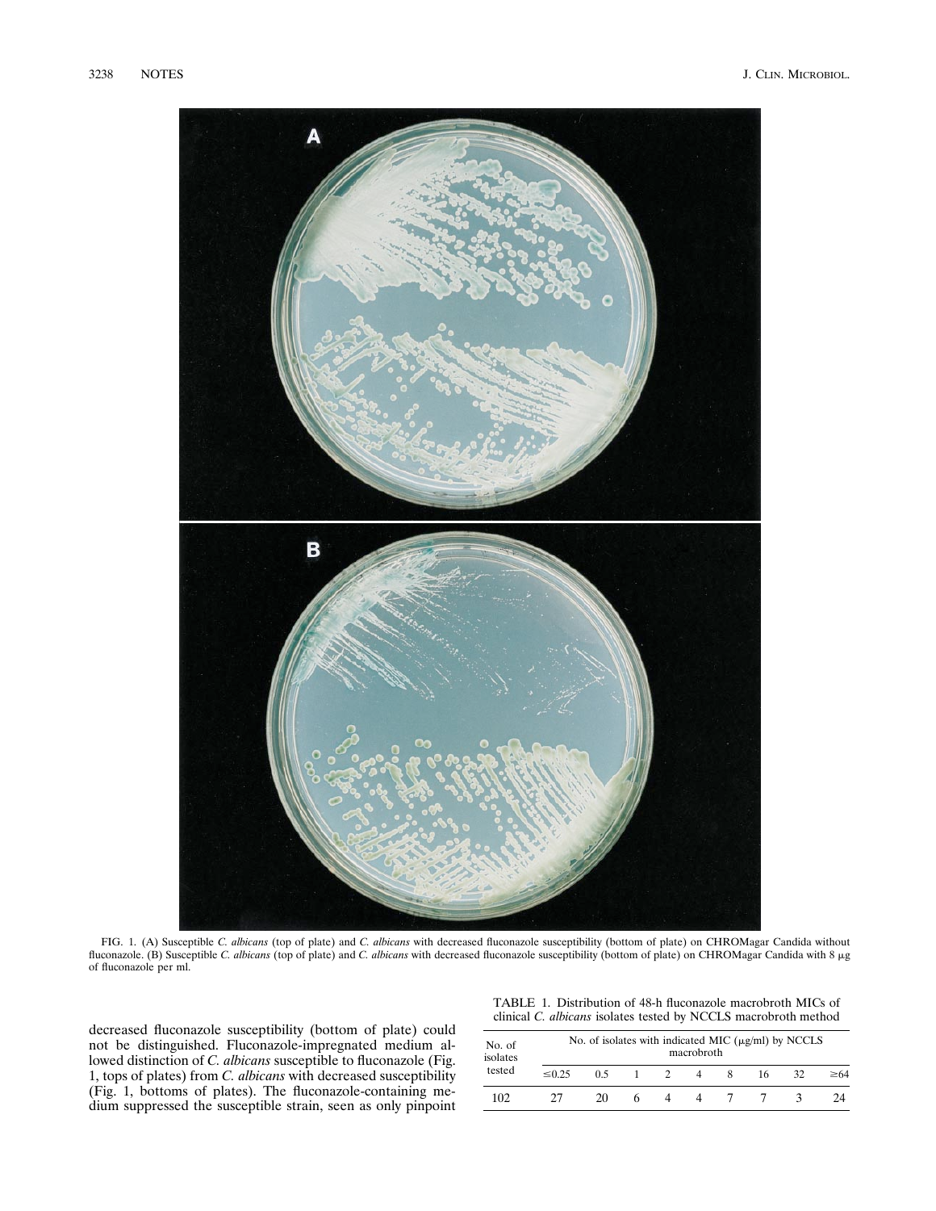FIG. 1. (A) Susceptible *C. albicans* (top of plate) and *C. albicans* with decreased fluconazole susceptibility (bottom of plate) on CHROMagar Candida without fluconazole. (B) Susceptible *C. albicans* (top of plate) and *C. albicans* with decreased fluconazole susceptibility (bottom of plate) on CHROMagar Candida with 8 μg of fluconazole per ml.

decreased fluconazole susceptibility (bottom of plate) could not be distinguished. Fluconazole-impregnated medium allowed distinction of *C. albicans* susceptible to fluconazole (Fig. 1, tops of plates) from *C. albicans* with decreased susceptibility (Fig. 1, bottoms of plates). The fluconazole-containing medium suppressed the susceptible strain, seen as only pinpoint

TABLE 1. Distribution of 48-h fluconazole macrobroth MICs of clinical *C. albicans* isolates tested by NCCLS macrobroth method

| No. of isolates tested | No. of isolates with indicated MIC (μg/ml) by NCCLS macrobroth | | | | | | | | |
|---|---|---|---|---|---|---|---|---|---|
| | ≤0.25 | 0.5 | 1 | 2 | 4 | 8 | 16 | 32 | ≥64 |
| 102 | 27 | 20 | 6 | 4 | 4 | 7 | 7 | 3 | 24 |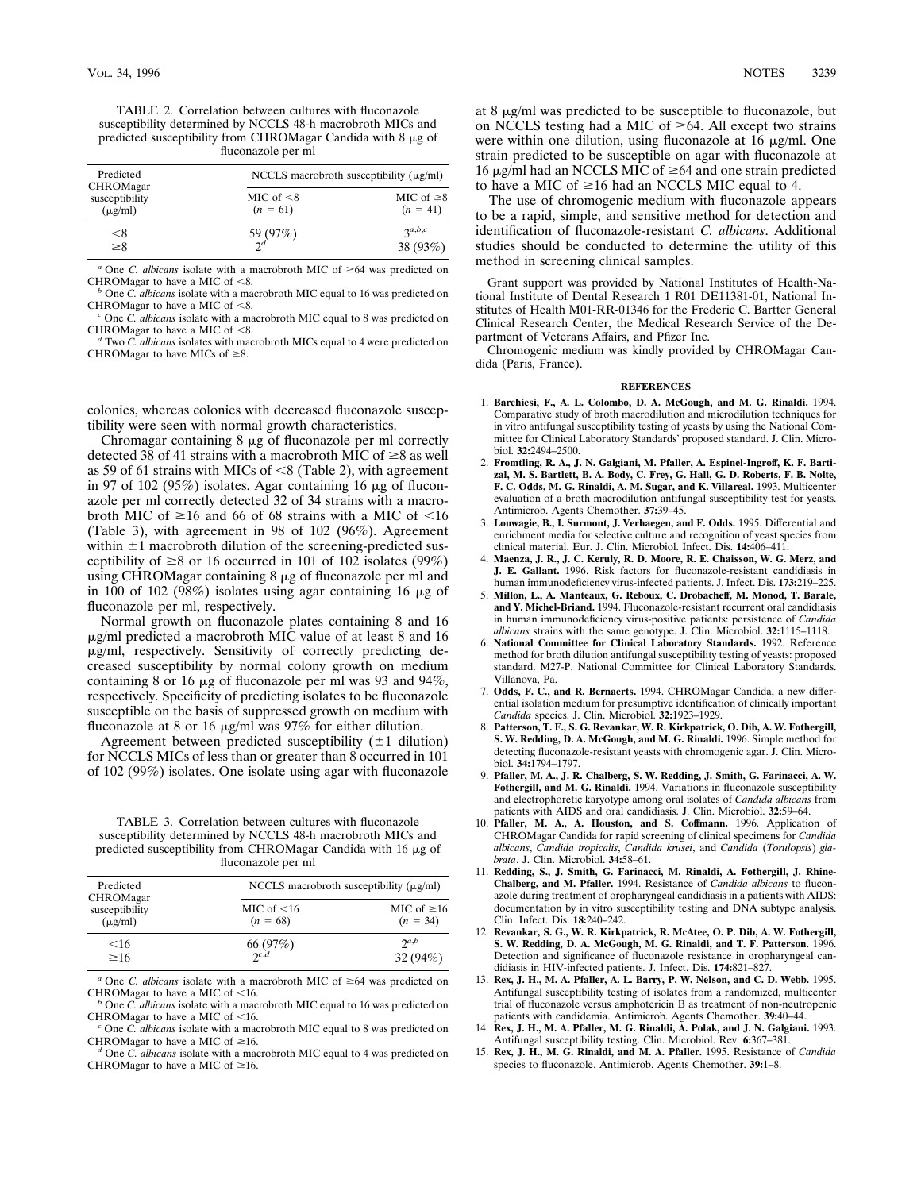TABLE 2. Correlation between cultures with fluconazole susceptibility determined by NCCLS 48-h macrobroth MICs and predicted susceptibility from CHROMagar Candida with 8 μg of fluconazole per ml

| Predicted CHROMagar susceptibility (μg/ml) | NCCLS macrobroth susceptibility (μg/ml) | |
|---|---|---|
| | MIC of <8 (n = 61) | MIC of ≥8 (n = 41) |
| <8 | 59 (97%) | 3[a,b,c] |
| ≥8 | 2[d] | 38 (93%) |

[a] One *C. albicans* isolate with a macrobroth MIC of ≥64 was predicted on CHROMagar to have a MIC of <8.

[b] One *C. albicans* isolate with a macrobroth MIC equal to 16 was predicted on CHROMagar to have a MIC of <8.

[c] One *C. albicans* isolate with a macrobroth MIC equal to 8 was predicted on CHROMagar to have a MIC of <8.

[d] Two *C. albicans* isolates with macrobroth MICs equal to 4 were predicted on CHROMagar to have MICs of ≥8.

colonies, whereas colonies with decreased fluconazole susceptibility were seen with normal growth characteristics.

Chromagar containing 8 μg of fluconazole per ml correctly detected 38 of 41 strains with a macrobroth MIC of ≥8 as well as 59 of 61 strains with MICs of <8 (Table 2), with agreement in 97 of 102 (95%) isolates. Agar containing 16 μg of fluconazole per ml correctly detected 32 of 34 strains with a macrobroth MIC of ≥16 and 66 of 68 strains with a MIC of <16 (Table 3), with agreement in 98 of 102 (96%). Agreement within ±1 macrobroth dilution of the screening-predicted susceptibility of ≥8 or 16 occurred in 101 of 102 isolates (99%) using CHROMagar containing 8 μg of fluconazole per ml and in 100 of 102 (98%) isolates using agar containing 16 μg of fluconazole per ml, respectively.

Normal growth on fluconazole plates containing 8 and 16 μg/ml predicted a macrobroth MIC value of at least 8 and 16 μg/ml, respectively. Sensitivity of correctly predicting decreased susceptibility by normal colony growth on medium containing 8 or 16 μg of fluconazole per ml was 93 and 94%, respectively. Specificity of predicting isolates to be fluconazole susceptible on the basis of suppressed growth on medium with fluconazole at 8 or 16 μg/ml was 97% for either dilution.

Agreement between predicted susceptibility (±1 dilution) for NCCLS MICs of less than or greater than 8 occurred in 101 of 102 (99%) isolates. One isolate using agar with fluconazole

TABLE 3. Correlation between cultures with fluconazole susceptibility determined by NCCLS 48-h macrobroth MICs and predicted susceptibility from CHROMagar Candida with 16 μg of fluconazole per ml

| Predicted CHROMagar susceptibility (μg/ml) | NCCLS macrobroth susceptibility (μg/ml) | |
|---|---|---|
| | MIC of <16 (n = 68) | MIC of ≥16 (n = 34) |
| <16 | 66 (97%) | 2[a,b] |
| ≥16 | 2[c,d] | 32 (94%) |

[a] One *C. albicans* isolate with a macrobroth MIC of ≥64 was predicted on CHROMagar to have a MIC of <16.

[b] One *C. albicans* isolate with a macrobroth MIC equal to 16 was predicted on CHROMagar to have a MIC of <16.

[c] One *C. albicans* isolate with a macrobroth MIC equal to 8 was predicted on CHROMagar to have a MIC of ≥16.

[d] One *C. albicans* isolate with a macrobroth MIC equal to 4 was predicted on CHROMagar to have a MIC of ≥16.

at 8 μg/ml was predicted to be susceptible to fluconazole, but on NCCLS testing had a MIC of ≥64. All except two strains were within one dilution, using fluconazole at 16 μg/ml. One strain predicted to be susceptible on agar with fluconazole at 16 μg/ml had an NCCLS MIC of ≥64 and one strain predicted to have a MIC of ≥16 had an NCCLS MIC equal to 4.

The use of chromogenic medium with fluconazole appears to be a rapid, simple, and sensitive method for detection and identification of fluconazole-resistant *C. albicans*. Additional studies should be conducted to determine the utility of this method in screening clinical samples.

Grant support was provided by National Institutes of Health-National Institute of Dental Research 1 R01 DE11381-01, National Institutes of Health M01-RR-01346 for the Frederic C. Bartter General Clinical Research Center, the Medical Research Service of the Department of Veterans Affairs, and Pfizer Inc.

Chromogenic medium was kindly provided by CHROMagar Candida (Paris, France).

## REFERENCES

1. **Barchiesi, F., A. L. Colombo, D. A. McGough, and M. G. Rinaldi.** 1994. Comparative study of broth macrodilution and microdilution techniques for in vitro antifungal susceptibility testing of yeasts by using the National Committee for Clinical Laboratory Standards' proposed standard. J. Clin. Microbiol. **32:**2494–2500.
2. **Fromtling, R. A., J. N. Galgiani, M. Pfaller, A. Espinel-Ingroff, K. F. Bartizal, M. S. Bartlett, B. A. Body, C. Frey, G. Hall, G. D. Roberts, F. B. Nolte, F. C. Odds, M. G. Rinaldi, A. M. Sugar, and K. Villareal.** 1993. Multicenter evaluation of a broth macrodilution antifungal susceptibility test for yeasts. Antimicrob. Agents Chemother. **37:**39–45.
3. **Louwagie, B., I. Surmont, J. Verhaegen, and F. Odds.** 1995. Differential and enrichment media for selective culture and recognition of yeast species from clinical material. Eur. J. Clin. Microbiol. Infect. Dis. **14:**406–411.
4. **Maenza, J. R., J. C. Keruly, R. D. Moore, R. E. Chaisson, W. G. Merz, and J. E. Gallant.** 1996. Risk factors for fluconazole-resistant candidiasis in human immunodeficiency virus-infected patients. J. Infect. Dis. **173:**219–225.
5. **Millon, L., A. Manteaux, G. Reboux, C. Drobacheff, M. Monod, T. Barale, and Y. Michel-Briand.** 1994. Fluconazole-resistant recurrent oral candidiasis in human immunodeficiency virus-positive patients: persistence of *Candida albicans* strains with the same genotype. J. Clin. Microbiol. **32:**1115–1118.
6. **National Committee for Clinical Laboratory Standards.** 1992. Reference method for broth dilution antifungal susceptibility testing of yeasts: proposed standard. M27-P. National Committee for Clinical Laboratory Standards. Villanova, Pa.
7. **Odds, F. C., and R. Bernaerts.** 1994. CHROMagar Candida, a new differential isolation medium for presumptive identification of clinically important *Candida* species. J. Clin. Microbiol. **32:**1923–1929.
8. **Patterson, T. F., S. G. Revankar, W. R. Kirkpatrick, O. Dib, A. W. Fothergill, S. W. Redding, D. A. McGough, and M. G. Rinaldi.** 1996. Simple method for detecting fluconazole-resistant yeasts with chromogenic agar. J. Clin. Microbiol. **34:**1794–1797.
9. **Pfaller, M. A., J. R. Chalberg, S. W. Redding, J. Smith, G. Farinacci, A. W. Fothergill, and M. G. Rinaldi.** 1994. Variations in fluconazole susceptibility and electrophoretic karyotype among oral isolates of *Candida albicans* from patients with AIDS and oral candidiasis. J. Clin. Microbiol. **32:**59–64.
10. **Pfaller, M. A., A. Houston, and S. Coffmann.** 1996. Application of CHROMagar Candida for rapid screening of clinical specimens for *Candida albicans*, *Candida tropicalis*, *Candida krusei*, and *Candida* (*Torulopsis*) *glabrata*. J. Clin. Microbiol. **34:**58–61.
11. **Redding, S., J. Smith, G. Farinacci, M. Rinaldi, A. Fothergill, J. Rhine-Chalberg, and M. Pfaller.** 1994. Resistance of *Candida albicans* to fluconazole during treatment of oropharyngeal candidiasis in a patients with AIDS: documentation by in vitro susceptibility testing and DNA subtype analysis. Clin. Infect. Dis. **18:**240–242.
12. **Revankar, S. G., W. R. Kirkpatrick, R. McAtee, O. P. Dib, A. W. Fothergill, S. W. Redding, D. A. McGough, M. G. Rinaldi, and T. F. Patterson.** 1996. Detection and significance of fluconazole resistance in oropharyngeal candidiasis in HIV-infected patients. J. Infect. Dis. **174:**821–827.
13. **Rex, J. H., M. A. Pfaller, L. A. Barry, P. W. Nelson, and C. D. Webb.** 1995. Antifungal susceptibility testing of isolates from a randomized, multicenter trial of fluconazole versus amphotericin B as treatment of non-neutropenic patients with candidemia. Antimicrob. Agents Chemother. **39:**40–44.
14. **Rex, J. H., M. A. Pfaller, M. G. Rinaldi, A. Polak, and J. N. Galgiani.** 1993. Antifungal susceptibility testing. Clin. Microbiol. Rev. **6:**367–381.
15. **Rex, J. H., M. G. Rinaldi, and M. A. Pfaller.** 1995. Resistance of *Candida* species to fluconazole. Antimicrob. Agents Chemother. **39:**1–8.